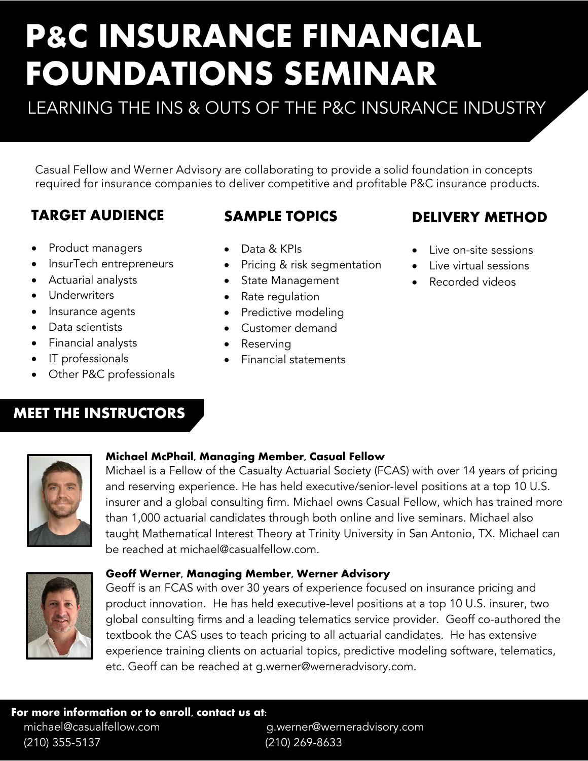# P&C INSURANCE FINANCIAL FOUNDATIONS SEMINAR

LEARNING THE INS & OUTS OF THE P&C INSURANCE INDUSTRY

Casual Fellow and Werner Advisory are collaborating to provide a solid foundation in concepts required for insurance companies to deliver competitive and profitable P&C insurance products.

## TARGET AUDIENCE

- Product managers
- InsurTech entrepreneurs
- Actuarial analysts
- Underwriters
- Insurance agents
- Data scientists
- Financial analysts
- IT professionals
- Other P&C professionals

## SAMPLE TOPICS

- Data & KPIs
- Pricing & risk segmentation
- State Management
- Rate regulation
- Predictive modeling
- Customer demand
- Reserving
- Financial statements

## DELIVERY METHOD

- Live on-site sessions
- Live virtual sessions
- Recorded videos

## MEET THE INSTRUCTORS

**Michael McPhail, Managing Member, Casual Fellow**

Michael is a Fellow of the Casualty Actuarial Society (FCAS) with over 14 years of pricing and reserving experience. He has held executive/senior-level positions at a top 10 U.S. insurer and a global consulting firm. Michael owns Casual Fellow, which has trained more than 1,000 actuarial candidates through both online and live seminars. Michael also taught Mathematical Interest Theory at Trinity University in San Antonio, TX. Michael can be reached at michael@casualfellow.com.

**Geoff Werner, Managing Member, Werner Advisory**

Geoff is an FCAS with over 30 years of experience focused on insurance pricing and product innovation. He has held executive-level positions at a top 10 U.S. insurer, two global consulting firms and a leading telematics service provider. Geoff co-authored the textbook the CAS uses to teach pricing to all actuarial candidates. He has extensive experience training clients on actuarial topics, predictive modeling software, telematics, etc. Geoff can be reached at g.werner@werneradvisory.com.

**For more information or to enroll, contact us at:**

michael@casualfellow.com
(210) 355-5137

g.werner@werneradvisory.com
(210) 269-8633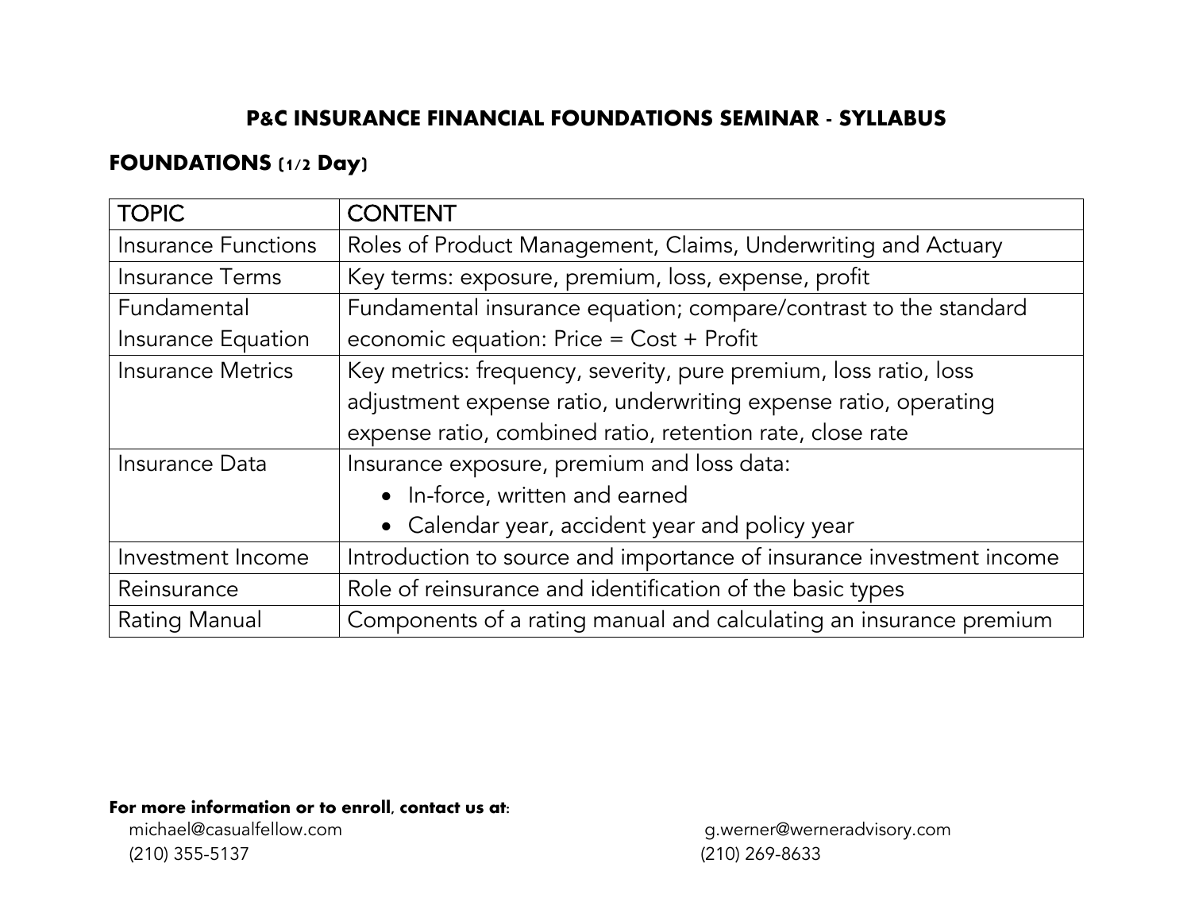# P&C INSURANCE FINANCIAL FOUNDATIONS SEMINAR - SYLLABUS

## FOUNDATIONS (1/2 Day)

| TOPIC | CONTENT |
| --- | --- |
| Insurance Functions | Roles of Product Management, Claims, Underwriting and Actuary |
| Insurance Terms | Key terms: exposure, premium, loss, expense, profit |
| Fundamental Insurance Equation | Fundamental insurance equation; compare/contrast to the standard economic equation: Price = Cost + Profit |
| Insurance Metrics | Key metrics: frequency, severity, pure premium, loss ratio, loss adjustment expense ratio, underwriting expense ratio, operating expense ratio, combined ratio, retention rate, close rate |
| Insurance Data | Insurance exposure, premium and loss data:<br>• In-force, written and earned<br>• Calendar year, accident year and policy year |
| Investment Income | Introduction to source and importance of insurance investment income |
| Reinsurance | Role of reinsurance and identification of the basic types |
| Rating Manual | Components of a rating manual and calculating an insurance premium |

**For more information or to enroll, contact us at:**

michael@casualfellow.com
(210) 355-5137

g.werner@werneradvisory.com
(210) 269-8633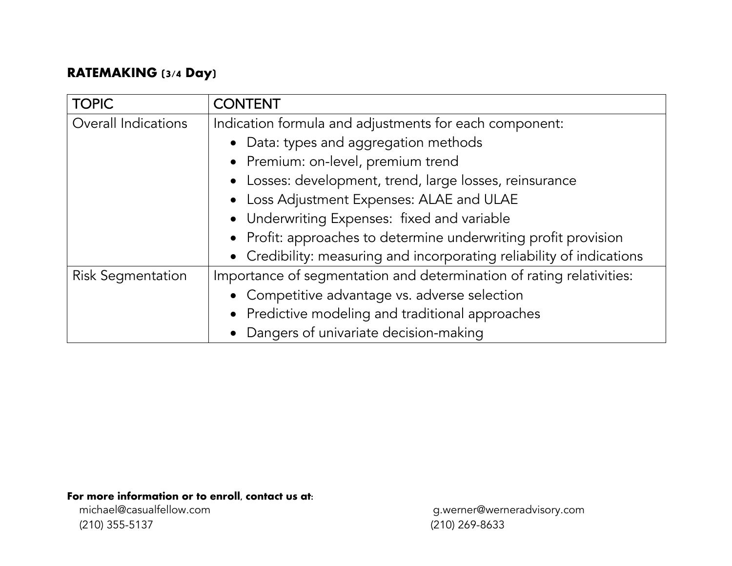## RATEMAKING (3/4 Day)

| TOPIC | CONTENT |
|---|---|
| Overall Indications | Indication formula and adjustments for each component:<br>• Data: types and aggregation methods<br>• Premium: on-level, premium trend<br>• Losses: development, trend, large losses, reinsurance<br>• Loss Adjustment Expenses: ALAE and ULAE<br>• Underwriting Expenses: fixed and variable<br>• Profit: approaches to determine underwriting profit provision<br>• Credibility: measuring and incorporating reliability of indications |
| Risk Segmentation | Importance of segmentation and determination of rating relativities:<br>• Competitive advantage vs. adverse selection<br>• Predictive modeling and traditional approaches<br>• Dangers of univariate decision-making |

**For more information or to enroll, contact us at:**

michael@casualfellow.com
(210) 355-5137

g.werner@werneradvisory.com
(210) 269-8633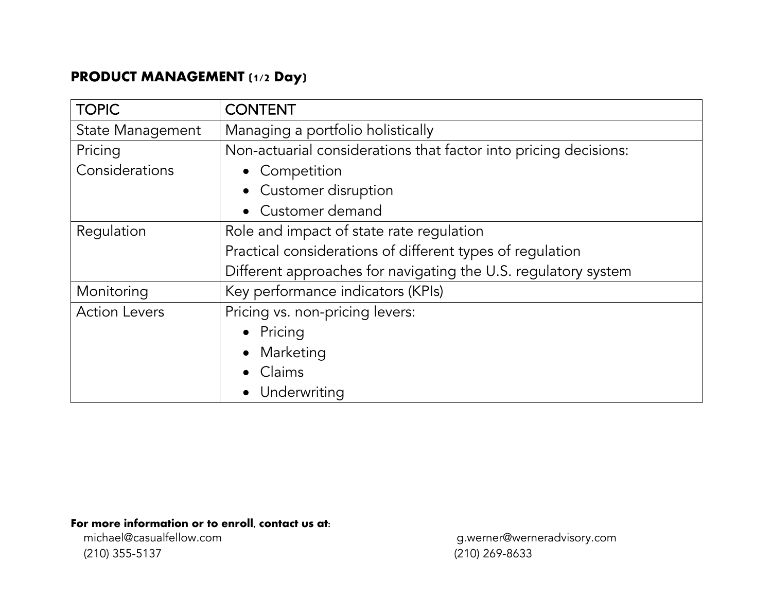## PRODUCT MANAGEMENT (1/2 Day)

| TOPIC | CONTENT |
|---|---|
| State Management | Managing a portfolio holistically |
| Pricing Considerations | Non-actuarial considerations that factor into pricing decisions:<br>• Competition<br>• Customer disruption<br>• Customer demand |
| Regulation | Role and impact of state rate regulation<br>Practical considerations of different types of regulation<br>Different approaches for navigating the U.S. regulatory system |
| Monitoring | Key performance indicators (KPIs) |
| Action Levers | Pricing vs. non-pricing levers:<br>• Pricing<br>• Marketing<br>• Claims<br>• Underwriting |

**For more information or to enroll, contact us at:**

michael@casualfellow.com
(210) 355-5137

g.werner@werneradvisory.com
(210) 269-8633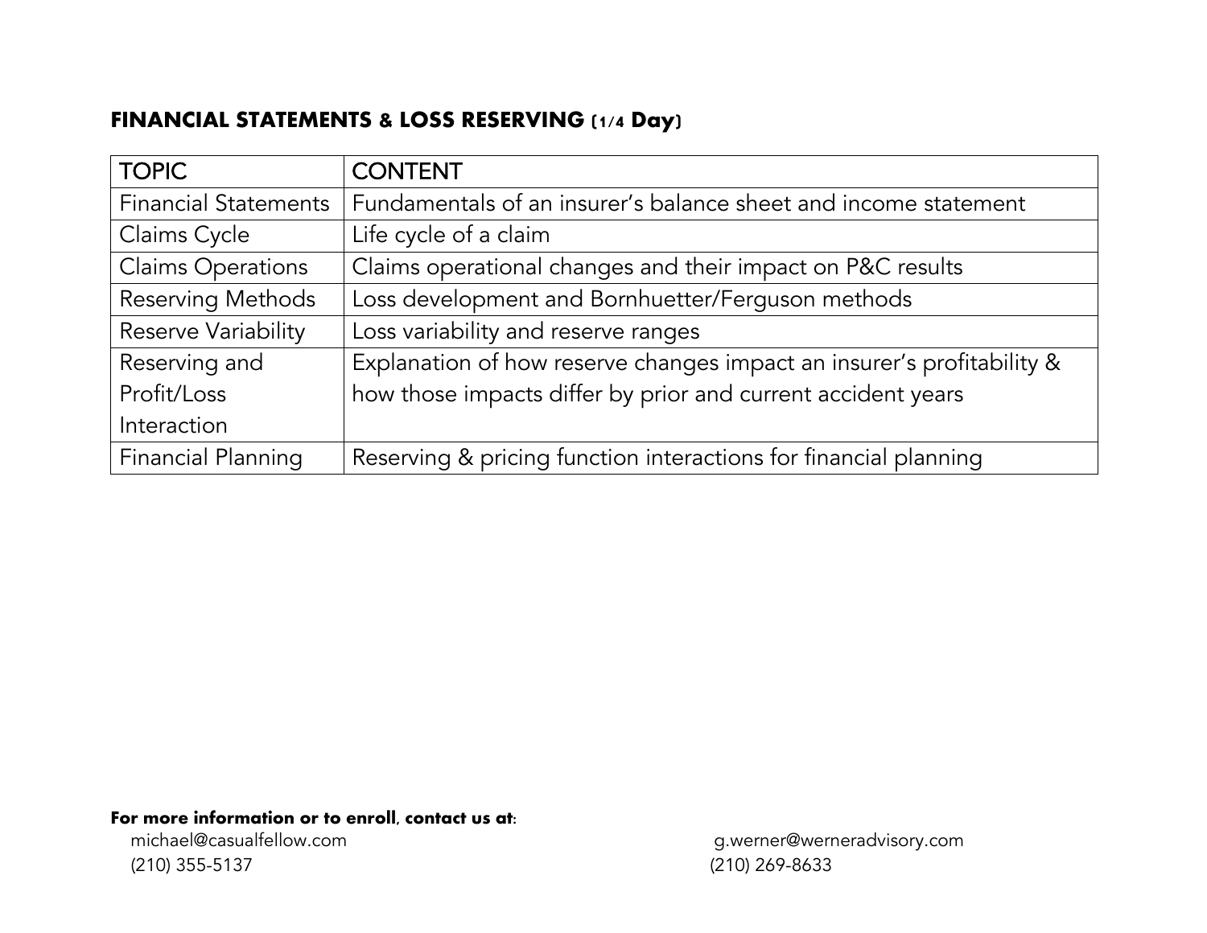## FINANCIAL STATEMENTS & LOSS RESERVING (1/4 Day)

| TOPIC | CONTENT |
|---|---|
| Financial Statements | Fundamentals of an insurer's balance sheet and income statement |
| Claims Cycle | Life cycle of a claim |
| Claims Operations | Claims operational changes and their impact on P&C results |
| Reserving Methods | Loss development and Bornhuetter/Ferguson methods |
| Reserve Variability | Loss variability and reserve ranges |
| Reserving and Profit/Loss Interaction | Explanation of how reserve changes impact an insurer's profitability & how those impacts differ by prior and current accident years |
| Financial Planning | Reserving & pricing function interactions for financial planning |

**For more information or to enroll, contact us at:**

michael@casualfellow.com
(210) 355-5137

g.werner@werneradvisory.com
(210) 269-8633